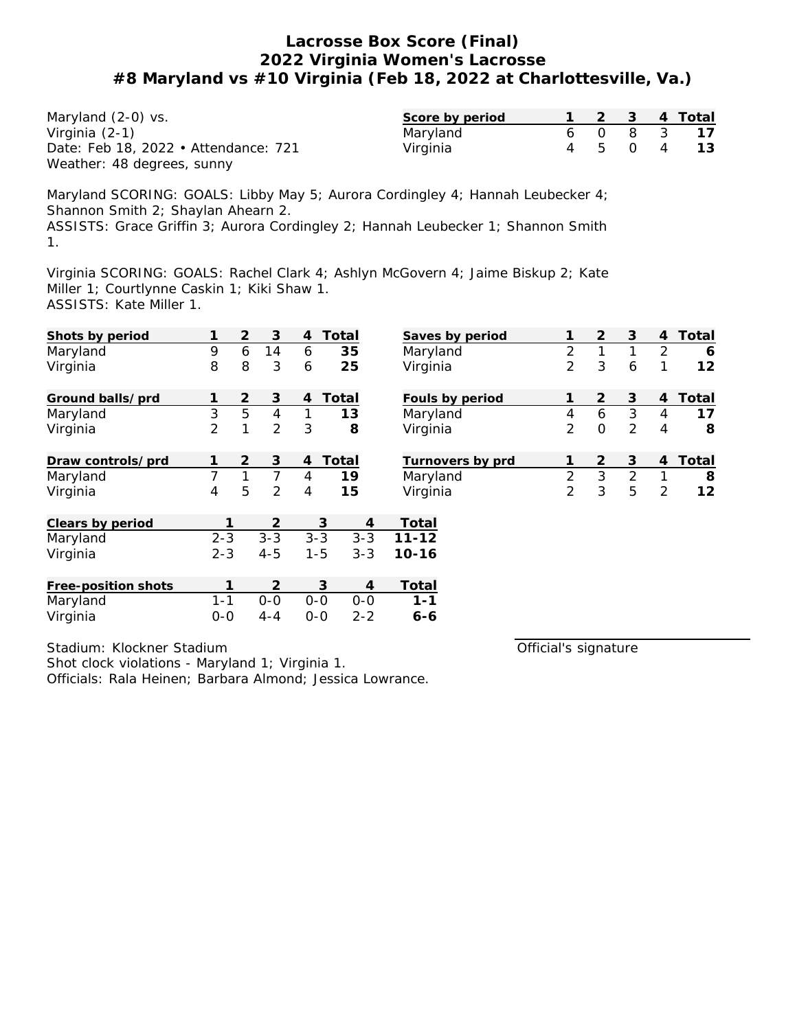# Lacrosse Box Score (Final)
## 2022 Virginia Women's Lacrosse
## #8 Maryland vs #10 Virginia (Feb 18, 2022 at Charlottesville, Va.)

Maryland (2-0) vs.
Virginia (2-1)
Date: Feb 18, 2022 • Attendance: 721
Weather: 48 degrees, sunny

| Score by period | 1 | 2 | 3 | 4 | Total |
|---|---|---|---|---|---|
| Maryland | 6 | 0 | 8 | 3 | **17** |
| Virginia | 4 | 5 | 0 | 4 | **13** |

Maryland SCORING: GOALS: Libby May 5; Aurora Cordingley 4; Hannah Leubecker 4; Shannon Smith 2; Shaylan Ahearn 2.
ASSISTS: Grace Griffin 3; Aurora Cordingley 2; Hannah Leubecker 1; Shannon Smith 1.

Virginia SCORING: GOALS: Rachel Clark 4; Ashlyn McGovern 4; Jaime Biskup 2; Kate Miller 1; Courtlynne Caskin 1; Kiki Shaw 1.
ASSISTS: Kate Miller 1.

| Shots by period | 1 | 2 | 3 | 4 | Total |
|---|---|---|---|---|---|
| Maryland | 9 | 6 | 14 | 6 | **35** |
| Virginia | 8 | 8 | 3 | 6 | **25** |

| Saves by period | 1 | 2 | 3 | 4 | Total |
|---|---|---|---|---|---|
| Maryland | 2 | 1 | 1 | 2 | **6** |
| Virginia | 2 | 3 | 6 | 1 | **12** |

| Ground balls/prd | 1 | 2 | 3 | 4 | Total |
|---|---|---|---|---|---|
| Maryland | 3 | 5 | 4 | 1 | **13** |
| Virginia | 2 | 1 | 2 | 3 | **8** |

| Fouls by period | 1 | 2 | 3 | 4 | Total |
|---|---|---|---|---|---|
| Maryland | 4 | 6 | 3 | 4 | **17** |
| Virginia | 2 | 0 | 2 | 4 | **8** |

| Draw controls/prd | 1 | 2 | 3 | 4 | Total |
|---|---|---|---|---|---|
| Maryland | 7 | 1 | 7 | 4 | **19** |
| Virginia | 4 | 5 | 2 | 4 | **15** |

| Turnovers by prd | 1 | 2 | 3 | 4 | Total |
|---|---|---|---|---|---|
| Maryland | 2 | 3 | 2 | 1 | **8** |
| Virginia | 2 | 3 | 5 | 2 | **12** |

| Clears by period | 1 | 2 | 3 | 4 | Total |
|---|---|---|---|---|---|
| Maryland | 2-3 | 3-3 | 3-3 | 3-3 | **11-12** |
| Virginia | 2-3 | 4-5 | 1-5 | 3-3 | **10-16** |

| Free-position shots | 1 | 2 | 3 | 4 | Total |
|---|---|---|---|---|---|
| Maryland | 1-1 | 0-0 | 0-0 | 0-0 | **1-1** |
| Virginia | 0-0 | 4-4 | 0-0 | 2-2 | **6-6** |

Stadium: Klockner Stadium
Shot clock violations - Maryland 1; Virginia 1.
Officials: Rala Heinen; Barbara Almond; Jessica Lowrance.

Official's signature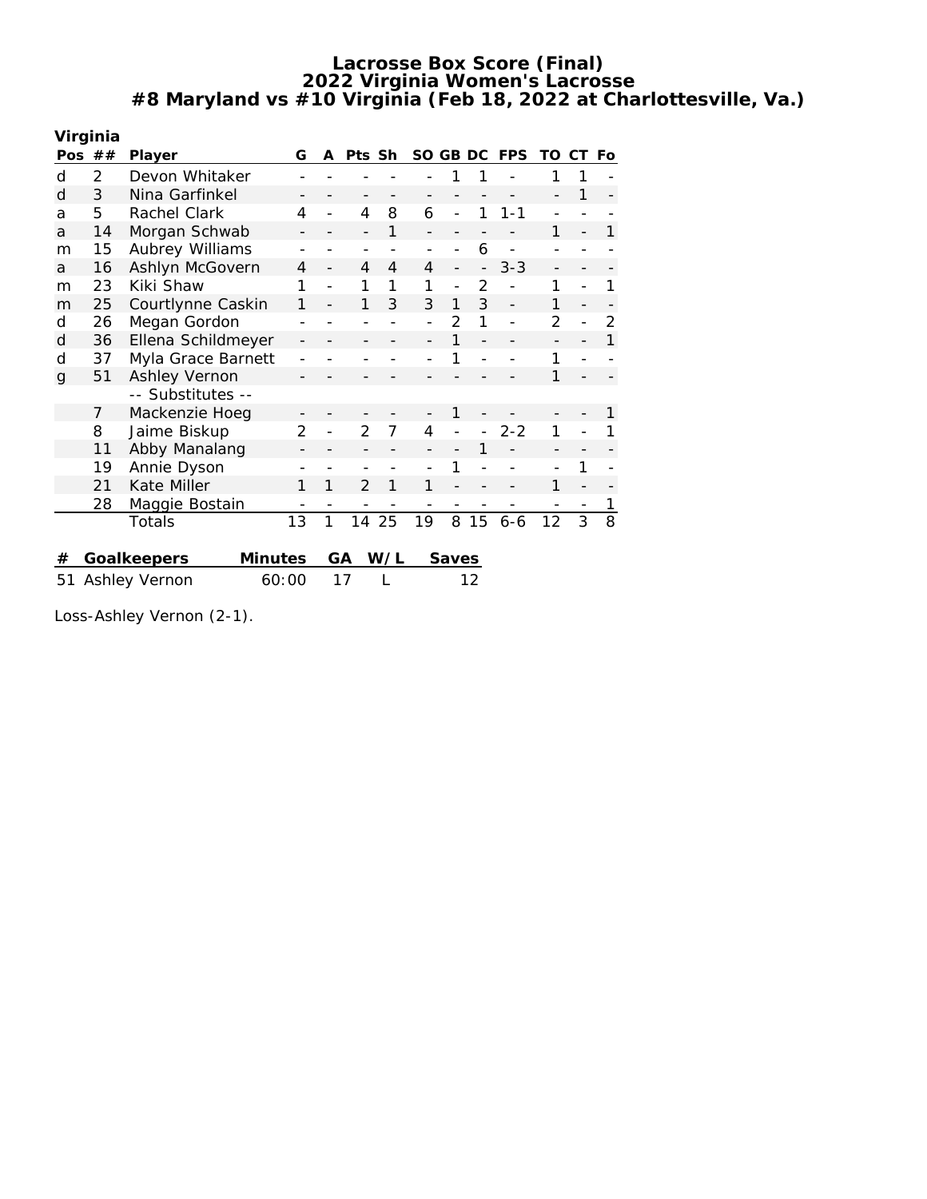# Lacrosse Box Score (Final)
## 2022 Virginia Women's Lacrosse
## #8 Maryland vs #10 Virginia (Feb 18, 2022 at Charlottesville, Va.)

**Virginia**

| Pos | ## | Player | G | A | Pts | Sh | SO | GB | DC | FPS | TO | CT | Fo |
|---|---|---|---|---|---|---|---|---|---|---|---|---|---|
| d | 2 | Devon Whitaker | - | - | - | - | - | 1 | 1 | - | 1 | 1 | - |
| d | 3 | Nina Garfinkel | - | - | - | - | - | - | - | - | - | 1 | - |
| a | 5 | Rachel Clark | 4 | - | 4 | 8 | 6 | - | 1 | 1-1 | - | - | - |
| a | 14 | Morgan Schwab | - | - | - | 1 | - | - | - | - | 1 | - | 1 |
| m | 15 | Aubrey Williams | - | - | - | - | - | - | 6 | - | - | - | - |
| a | 16 | Ashlyn McGovern | 4 | - | 4 | 4 | 4 | - | - | 3-3 | - | - | - |
| m | 23 | Kiki Shaw | 1 | - | 1 | 1 | 1 | - | 2 | - | 1 | - | 1 |
| m | 25 | Courtlynne Caskin | 1 | - | 1 | 3 | 3 | 1 | 3 | - | 1 | - | - |
| d | 26 | Megan Gordon | - | - | - | - | - | 2 | 1 | - | 2 | - | 2 |
| d | 36 | Ellena Schildmeyer | - | - | - | - | - | 1 | - | - | - | - | 1 |
| d | 37 | Myla Grace Barnett | - | - | - | - | - | 1 | - | - | 1 | - | - |
| g | 51 | Ashley Vernon | - | - | - | - | - | - | - | - | 1 | - | - |
| | | -- Substitutes -- | | | | | | | | | | | |
| | 7 | Mackenzie Hoeg | - | - | - | - | - | 1 | - | - | - | - | 1 |
| | 8 | Jaime Biskup | 2 | - | 2 | 7 | 4 | - | - | 2-2 | 1 | - | 1 |
| | 11 | Abby Manalang | - | - | - | - | - | - | 1 | - | - | - | - |
| | 19 | Annie Dyson | - | - | - | - | - | 1 | - | - | - | 1 | - |
| | 21 | Kate Miller | 1 | 1 | 2 | 1 | 1 | - | - | - | 1 | - | - |
| | 28 | Maggie Bostain | - | - | - | - | - | - | - | - | - | - | 1 |
| | | Totals | 13 | 1 | 14 | 25 | 19 | 8 | 15 | 6-6 | 12 | 3 | 8 |

| # | Goalkeepers | Minutes | GA | W/L | Saves |
|---|---|---|---|---|---|
| 51 | Ashley Vernon | 60:00 | 17 | L | 12 |

Loss-Ashley Vernon (2-1).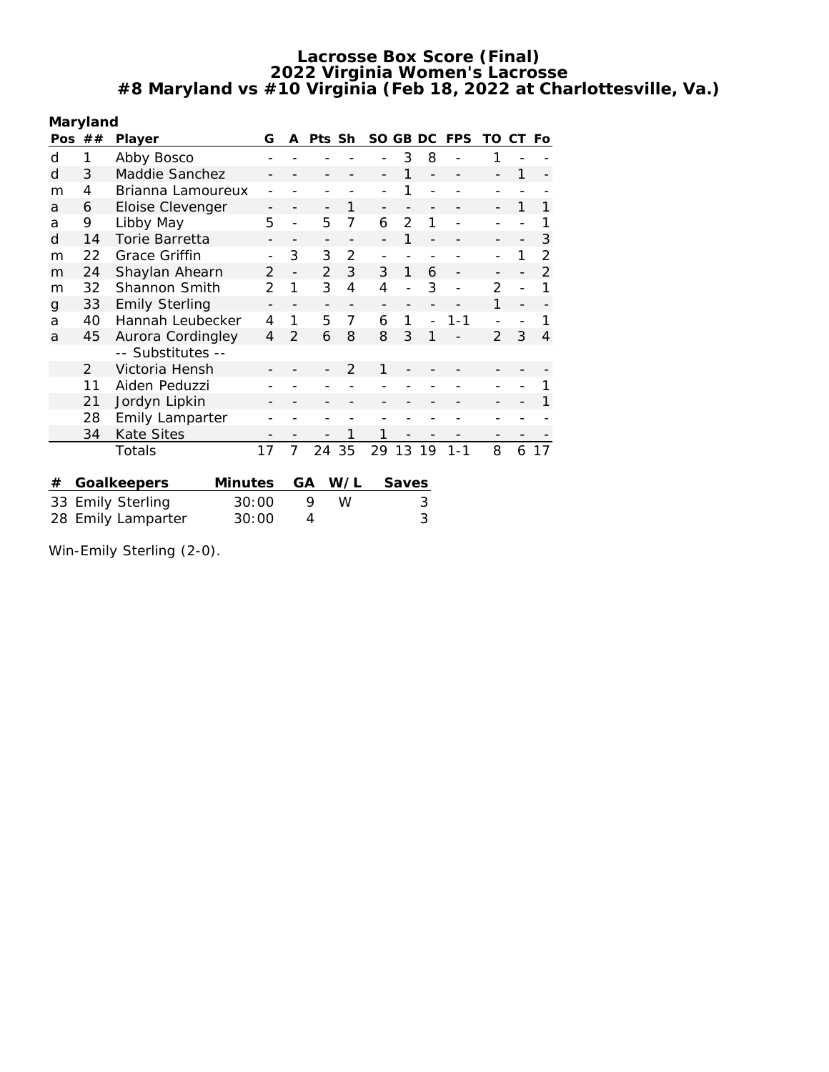# Lacrosse Box Score (Final)
## 2022 Virginia Women's Lacrosse
## #8 Maryland vs #10 Virginia (Feb 18, 2022 at Charlottesville, Va.)

**Maryland**

| Pos | ## | Player | G | A | Pts | Sh | SO | GB | DC | FPS | TO | CT | Fo |
|---|---|---|---|---|---|---|---|---|---|---|---|---|---|
| d | 1 | Abby Bosco | - | - | - | - | - | 3 | 8 | - | 1 | - | - |
| d | 3 | Maddie Sanchez | - | - | - | - | - | 1 | - | - | - | 1 | - |
| m | 4 | Brianna Lamoureux | - | - | - | - | - | 1 | - | - | - | - | - |
| a | 6 | Eloise Clevenger | - | - | - | 1 | - | - | - | - | - | 1 | 1 |
| a | 9 | Libby May | 5 | - | 5 | 7 | 6 | 2 | 1 | - | - | - | 1 |
| d | 14 | Torie Barretta | - | - | - | - | - | 1 | - | - | - | - | 3 |
| m | 22 | Grace Griffin | - | 3 | 3 | 2 | - | - | - | - | - | 1 | 2 |
| m | 24 | Shaylan Ahearn | 2 | - | 2 | 3 | 3 | 1 | 6 | - | - | - | 2 |
| m | 32 | Shannon Smith | 2 | 1 | 3 | 4 | 4 | - | 3 | - | 2 | - | 1 |
| g | 33 | Emily Sterling | - | - | - | - | - | - | - | - | 1 | - | - |
| a | 40 | Hannah Leubecker | 4 | 1 | 5 | 7 | 6 | 1 | - | 1-1 | - | - | 1 |
| a | 45 | Aurora Cordingley | 4 | 2 | 6 | 8 | 8 | 3 | 1 | - | 2 | 3 | 4 |
| | | -- Substitutes -- | | | | | | | | | | | |
| | 2 | Victoria Hensh | - | - | - | 2 | 1 | - | - | - | - | - | - |
| | 11 | Aiden Peduzzi | - | - | - | - | - | - | - | - | - | - | 1 |
| | 21 | Jordyn Lipkin | - | - | - | - | - | - | - | - | - | - | 1 |
| | 28 | Emily Lamparter | - | - | - | - | - | - | - | - | - | - | - |
| | 34 | Kate Sites | - | - | - | 1 | 1 | - | - | - | - | - | - |
| | | Totals | 17 | 7 | 24 | 35 | 29 | 13 | 19 | 1-1 | 8 | 6 | 17 |

| # | Goalkeepers | Minutes | GA | W/L | Saves |
|---|---|---|---|---|---|
| 33 | Emily Sterling | 30:00 | 9 | W | 3 |
| 28 | Emily Lamparter | 30:00 | 4 | | 3 |

Win-Emily Sterling (2-0).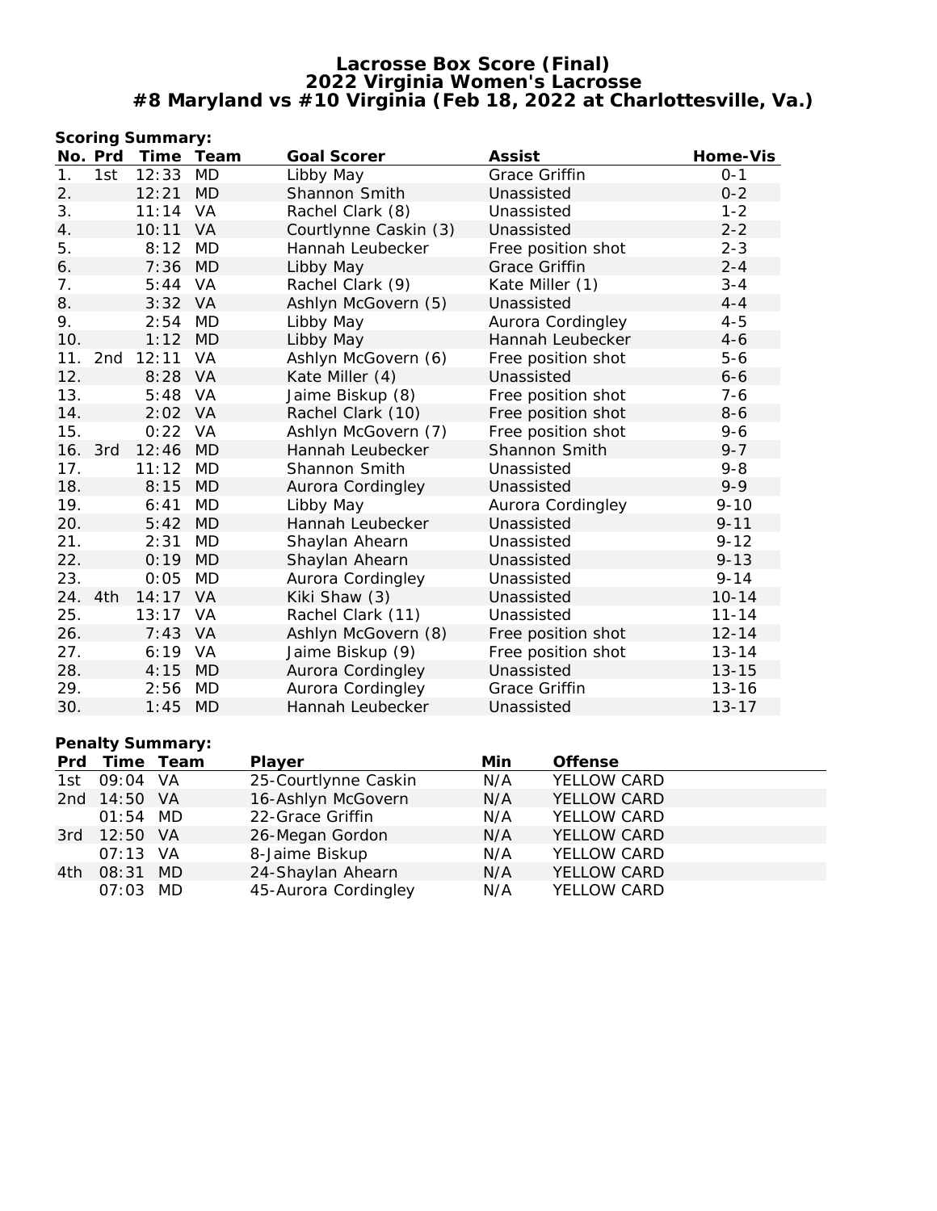# Lacrosse Box Score (Final)
## 2022 Virginia Women's Lacrosse
## #8 Maryland vs #10 Virginia (Feb 18, 2022 at Charlottesville, Va.)

**Scoring Summary:**

| No. | Prd | Time | Team | Goal Scorer | Assist | Home-Vis |
|---|---|---|---|---|---|---|
| 1. | 1st | 12:33 | MD | Libby May | Grace Griffin | 0-1 |
| 2. | | 12:21 | MD | Shannon Smith | Unassisted | 0-2 |
| 3. | | 11:14 | VA | Rachel Clark (8) | Unassisted | 1-2 |
| 4. | | 10:11 | VA | Courtlynne Caskin (3) | Unassisted | 2-2 |
| 5. | | 8:12 | MD | Hannah Leubecker | Free position shot | 2-3 |
| 6. | | 7:36 | MD | Libby May | Grace Griffin | 2-4 |
| 7. | | 5:44 | VA | Rachel Clark (9) | Kate Miller (1) | 3-4 |
| 8. | | 3:32 | VA | Ashlyn McGovern (5) | Unassisted | 4-4 |
| 9. | | 2:54 | MD | Libby May | Aurora Cordingley | 4-5 |
| 10. | | 1:12 | MD | Libby May | Hannah Leubecker | 4-6 |
| 11. | 2nd | 12:11 | VA | Ashlyn McGovern (6) | Free position shot | 5-6 |
| 12. | | 8:28 | VA | Kate Miller (4) | Unassisted | 6-6 |
| 13. | | 5:48 | VA | Jaime Biskup (8) | Free position shot | 7-6 |
| 14. | | 2:02 | VA | Rachel Clark (10) | Free position shot | 8-6 |
| 15. | | 0:22 | VA | Ashlyn McGovern (7) | Free position shot | 9-6 |
| 16. | 3rd | 12:46 | MD | Hannah Leubecker | Shannon Smith | 9-7 |
| 17. | | 11:12 | MD | Shannon Smith | Unassisted | 9-8 |
| 18. | | 8:15 | MD | Aurora Cordingley | Unassisted | 9-9 |
| 19. | | 6:41 | MD | Libby May | Aurora Cordingley | 9-10 |
| 20. | | 5:42 | MD | Hannah Leubecker | Unassisted | 9-11 |
| 21. | | 2:31 | MD | Shaylan Ahearn | Unassisted | 9-12 |
| 22. | | 0:19 | MD | Shaylan Ahearn | Unassisted | 9-13 |
| 23. | | 0:05 | MD | Aurora Cordingley | Unassisted | 9-14 |
| 24. | 4th | 14:17 | VA | Kiki Shaw (3) | Unassisted | 10-14 |
| 25. | | 13:17 | VA | Rachel Clark (11) | Unassisted | 11-14 |
| 26. | | 7:43 | VA | Ashlyn McGovern (8) | Free position shot | 12-14 |
| 27. | | 6:19 | VA | Jaime Biskup (9) | Free position shot | 13-14 |
| 28. | | 4:15 | MD | Aurora Cordingley | Unassisted | 13-15 |
| 29. | | 2:56 | MD | Aurora Cordingley | Grace Griffin | 13-16 |
| 30. | | 1:45 | MD | Hannah Leubecker | Unassisted | 13-17 |

**Penalty Summary:**

| Prd | Time | Team | Player | Min | Offense |
|---|---|---|---|---|---|
| 1st | 09:04 | VA | 25-Courtlynne Caskin | N/A | YELLOW CARD |
| 2nd | 14:50 | VA | 16-Ashlyn McGovern | N/A | YELLOW CARD |
| | 01:54 | MD | 22-Grace Griffin | N/A | YELLOW CARD |
| 3rd | 12:50 | VA | 26-Megan Gordon | N/A | YELLOW CARD |
| | 07:13 | VA | 8-Jaime Biskup | N/A | YELLOW CARD |
| 4th | 08:31 | MD | 24-Shaylan Ahearn | N/A | YELLOW CARD |
| | 07:03 | MD | 45-Aurora Cordingley | N/A | YELLOW CARD |